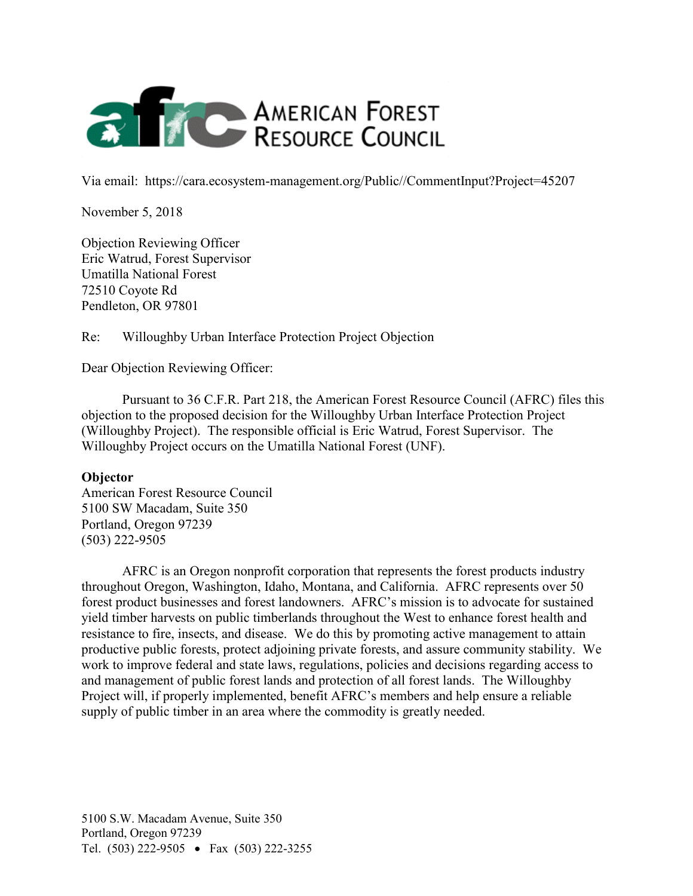AMERICAN FOREST RESOURCE COUNCIL

Via email: https://cara.ecosystem-management.org/Public//CommentInput?Project=45207

November 5, 2018

Objection Reviewing Officer
Eric Watrud, Forest Supervisor
Umatilla National Forest
72510 Coyote Rd
Pendleton, OR 97801

Re: Willoughby Urban Interface Protection Project Objection

Dear Objection Reviewing Officer:

Pursuant to 36 C.F.R. Part 218, the American Forest Resource Council (AFRC) files this objection to the proposed decision for the Willoughby Urban Interface Protection Project (Willoughby Project). The responsible official is Eric Watrud, Forest Supervisor. The Willoughby Project occurs on the Umatilla National Forest (UNF).

**Objector**
American Forest Resource Council
5100 SW Macadam, Suite 350
Portland, Oregon 97239
(503) 222-9505

AFRC is an Oregon nonprofit corporation that represents the forest products industry throughout Oregon, Washington, Idaho, Montana, and California. AFRC represents over 50 forest product businesses and forest landowners. AFRC's mission is to advocate for sustained yield timber harvests on public timberlands throughout the West to enhance forest health and resistance to fire, insects, and disease. We do this by promoting active management to attain productive public forests, protect adjoining private forests, and assure community stability. We work to improve federal and state laws, regulations, policies and decisions regarding access to and management of public forest lands and protection of all forest lands. The Willoughby Project will, if properly implemented, benefit AFRC's members and help ensure a reliable supply of public timber in an area where the commodity is greatly needed.

5100 S.W. Macadam Avenue, Suite 350
Portland, Oregon 97239
Tel. (503) 222-9505 • Fax (503) 222-3255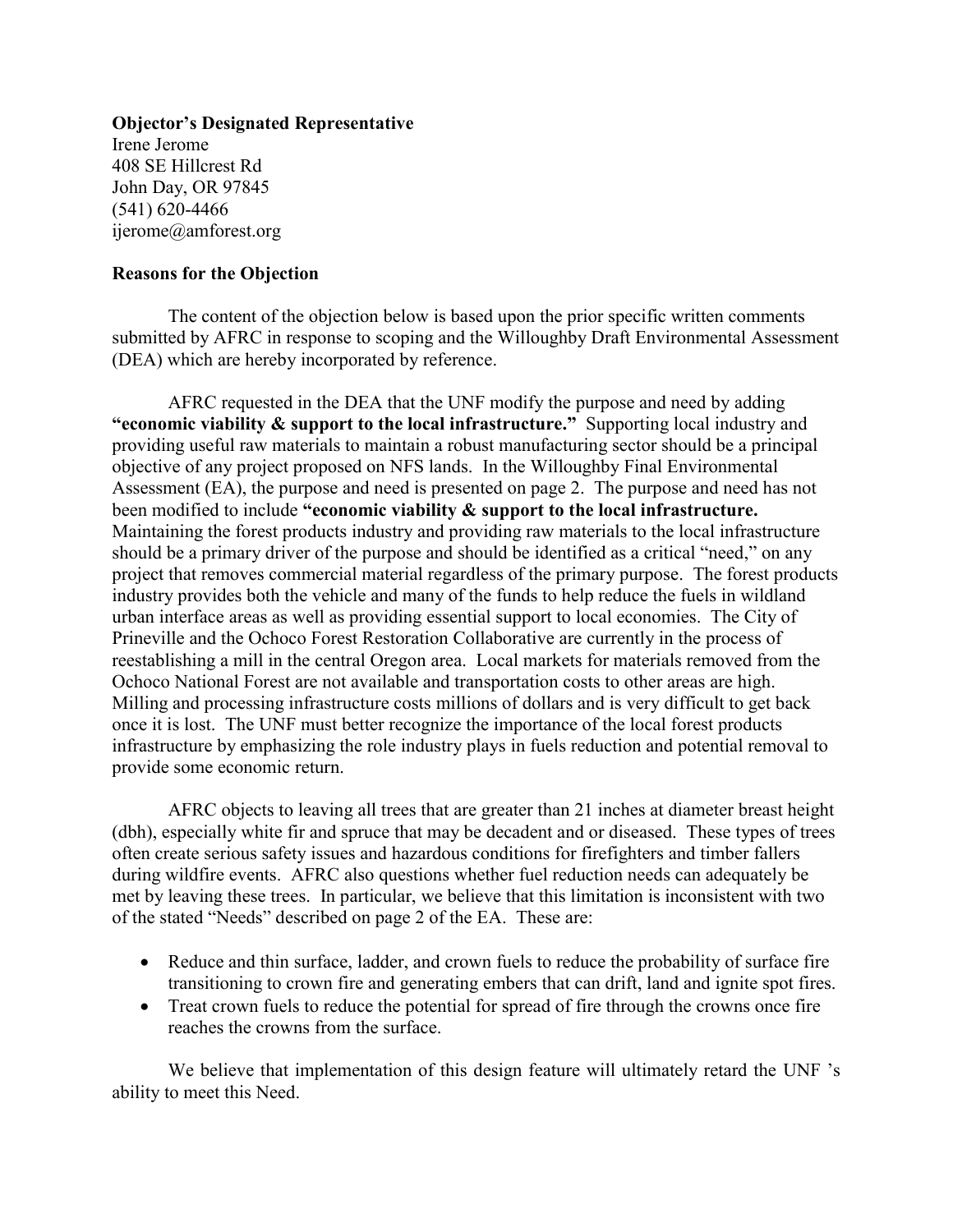**Objector's Designated Representative**
Irene Jerome
408 SE Hillcrest Rd
John Day, OR 97845
(541) 620-4466
ijerome@amforest.org

**Reasons for the Objection**

The content of the objection below is based upon the prior specific written comments submitted by AFRC in response to scoping and the Willoughby Draft Environmental Assessment (DEA) which are hereby incorporated by reference.

AFRC requested in the DEA that the UNF modify the purpose and need by adding **"economic viability & support to the local infrastructure."** Supporting local industry and providing useful raw materials to maintain a robust manufacturing sector should be a principal objective of any project proposed on NFS lands. In the Willoughby Final Environmental Assessment (EA), the purpose and need is presented on page 2. The purpose and need has not been modified to include **"economic viability & support to the local infrastructure.** Maintaining the forest products industry and providing raw materials to the local infrastructure should be a primary driver of the purpose and should be identified as a critical "need," on any project that removes commercial material regardless of the primary purpose. The forest products industry provides both the vehicle and many of the funds to help reduce the fuels in wildland urban interface areas as well as providing essential support to local economies. The City of Prineville and the Ochoco Forest Restoration Collaborative are currently in the process of reestablishing a mill in the central Oregon area. Local markets for materials removed from the Ochoco National Forest are not available and transportation costs to other areas are high. Milling and processing infrastructure costs millions of dollars and is very difficult to get back once it is lost. The UNF must better recognize the importance of the local forest products infrastructure by emphasizing the role industry plays in fuels reduction and potential removal to provide some economic return.

AFRC objects to leaving all trees that are greater than 21 inches at diameter breast height (dbh), especially white fir and spruce that may be decadent and or diseased. These types of trees often create serious safety issues and hazardous conditions for firefighters and timber fallers during wildfire events. AFRC also questions whether fuel reduction needs can adequately be met by leaving these trees. In particular, we believe that this limitation is inconsistent with two of the stated "Needs" described on page 2 of the EA. These are:

- Reduce and thin surface, ladder, and crown fuels to reduce the probability of surface fire transitioning to crown fire and generating embers that can drift, land and ignite spot fires.
- Treat crown fuels to reduce the potential for spread of fire through the crowns once fire reaches the crowns from the surface.

We believe that implementation of this design feature will ultimately retard the UNF 's ability to meet this Need.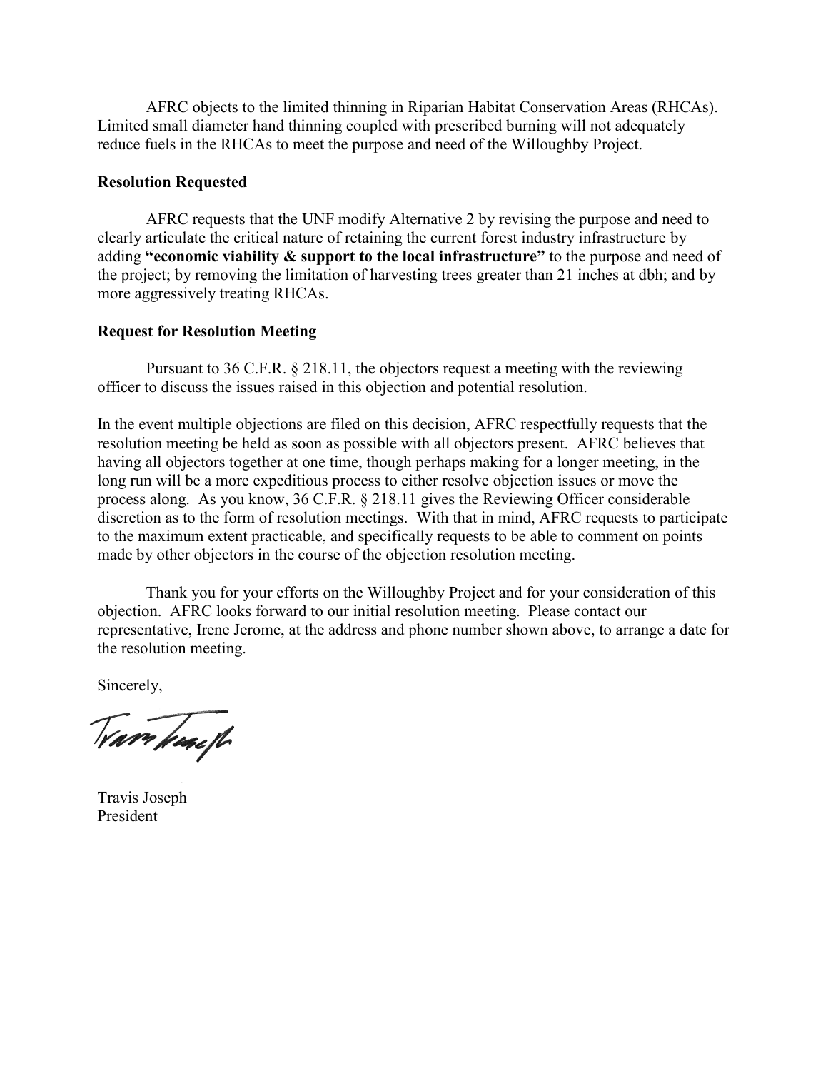AFRC objects to the limited thinning in Riparian Habitat Conservation Areas (RHCAs). Limited small diameter hand thinning coupled with prescribed burning will not adequately reduce fuels in the RHCAs to meet the purpose and need of the Willoughby Project.

**Resolution Requested**

AFRC requests that the UNF modify Alternative 2 by revising the purpose and need to clearly articulate the critical nature of retaining the current forest industry infrastructure by adding **"economic viability & support to the local infrastructure"** to the purpose and need of the project; by removing the limitation of harvesting trees greater than 21 inches at dbh; and by more aggressively treating RHCAs.

**Request for Resolution Meeting**

Pursuant to 36 C.F.R. § 218.11, the objectors request a meeting with the reviewing officer to discuss the issues raised in this objection and potential resolution.

In the event multiple objections are filed on this decision, AFRC respectfully requests that the resolution meeting be held as soon as possible with all objectors present. AFRC believes that having all objectors together at one time, though perhaps making for a longer meeting, in the long run will be a more expeditious process to either resolve objection issues or move the process along. As you know, 36 C.F.R. § 218.11 gives the Reviewing Officer considerable discretion as to the form of resolution meetings. With that in mind, AFRC requests to participate to the maximum extent practicable, and specifically requests to be able to comment on points made by other objectors in the course of the objection resolution meeting.

Thank you for your efforts on the Willoughby Project and for your consideration of this objection. AFRC looks forward to our initial resolution meeting. Please contact our representative, Irene Jerome, at the address and phone number shown above, to arrange a date for the resolution meeting.

Sincerely,

Travis Joseph
President